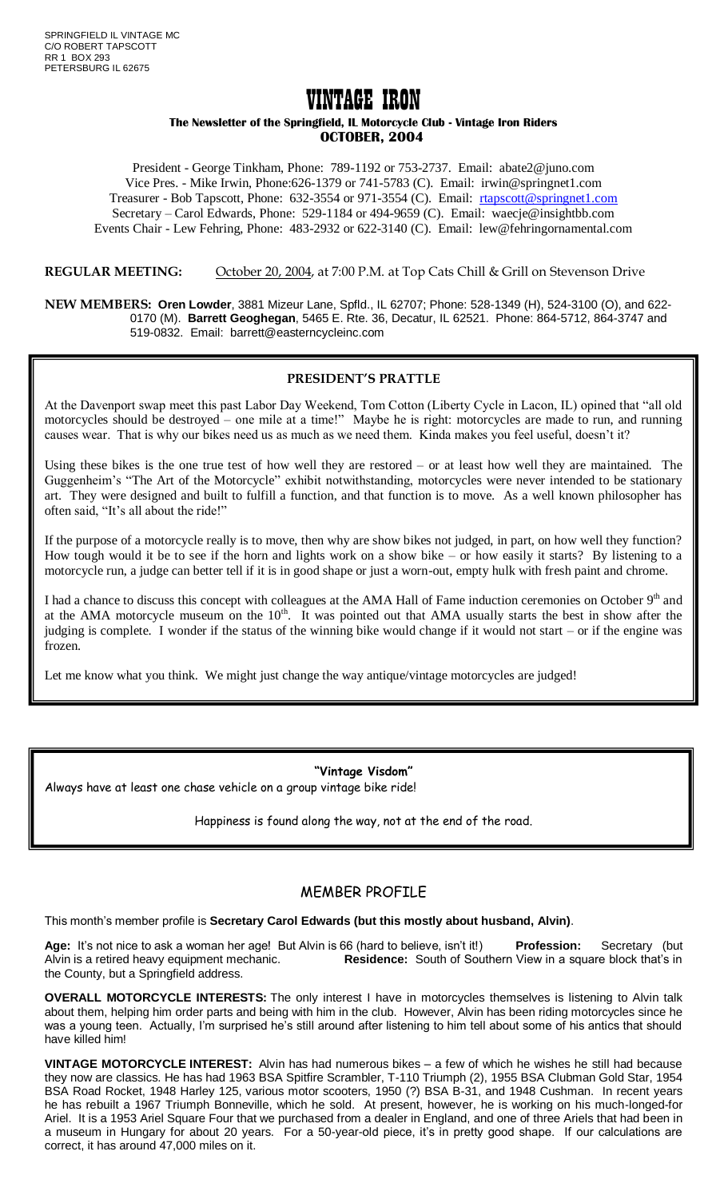SPRINGFIELD IL VINTAGE MC
C/O ROBERT TAPSCOTT
RR 1 BOX 293
PETERSBURG IL 62675

# VINTAGE IRON

**The Newsletter of the Springfield, IL Motorcycle Club - Vintage Iron Riders**
**OCTOBER, 2004**

President - George Tinkham, Phone: 789-1192 or 753-2737. Email: abate2@juno.com
Vice Pres. - Mike Irwin, Phone:626-1379 or 741-5783 (C). Email: irwin@springnet1.com
Treasurer - Bob Tapscott, Phone: 632-3554 or 971-3554 (C). Email: rtapscott@springnet1.com
Secretary – Carol Edwards, Phone: 529-1184 or 494-9659 (C). Email: waecje@insightbb.com
Events Chair - Lew Fehring, Phone: 483-2932 or 622-3140 (C). Email: lew@fehringornamental.com

**REGULAR MEETING:** October 20, 2004, at 7:00 P.M. at Top Cats Chill & Grill on Stevenson Drive

**NEW MEMBERS:** **Oren Lowder**, 3881 Mizeur Lane, Spfld., IL 62707; Phone: 528-1349 (H), 524-3100 (O), and 622-0170 (M). **Barrett Geoghegan**, 5465 E. Rte. 36, Decatur, IL 62521. Phone: 864-5712, 864-3747 and 519-0832. Email: barrett@easterncycleinc.com

## PRESIDENT'S PRATTLE

At the Davenport swap meet this past Labor Day Weekend, Tom Cotton (Liberty Cycle in Lacon, IL) opined that "all old motorcycles should be destroyed – one mile at a time!" Maybe he is right: motorcycles are made to run, and running causes wear. That is why our bikes need us as much as we need them. Kinda makes you feel useful, doesn't it?

Using these bikes is the one true test of how well they are restored – or at least how well they are maintained. The Guggenheim's "The Art of the Motorcycle" exhibit notwithstanding, motorcycles were never intended to be stationary art. They were designed and built to fulfill a function, and that function is to move. As a well known philosopher has often said, "It's all about the ride!"

If the purpose of a motorcycle really is to move, then why are show bikes not judged, in part, on how well they function? How tough would it be to see if the horn and lights work on a show bike – or how easily it starts? By listening to a motorcycle run, a judge can better tell if it is in good shape or just a worn-out, empty hulk with fresh paint and chrome.

I had a chance to discuss this concept with colleagues at the AMA Hall of Fame induction ceremonies on October 9th and at the AMA motorcycle museum on the 10th. It was pointed out that AMA usually starts the best in show after the judging is complete. I wonder if the status of the winning bike would change if it would not start – or if the engine was frozen.

Let me know what you think. We might just change the way antique/vintage motorcycles are judged!

**"Vintage Visdom"**

Always have at least one chase vehicle on a group vintage bike ride!

Happiness is found along the way, not at the end of the road.

## MEMBER PROFILE

This month's member profile is **Secretary Carol Edwards (but this mostly about husband, Alvin)**.

**Age:** It's not nice to ask a woman her age! But Alvin is 66 (hard to believe, isn't it!) **Profession:** Secretary (but Alvin is a retired heavy equipment mechanic. **Residence:** South of Southern View in a square block that's in the County, but a Springfield address.

**OVERALL MOTORCYCLE INTERESTS:** The only interest I have in motorcycles themselves is listening to Alvin talk about them, helping him order parts and being with him in the club. However, Alvin has been riding motorcycles since he was a young teen. Actually, I'm surprised he's still around after listening to him tell about some of his antics that should have killed him!

**VINTAGE MOTORCYCLE INTEREST:** Alvin has had numerous bikes – a few of which he wishes he still had because they now are classics. He has had 1963 BSA Spitfire Scrambler, T-110 Triumph (2), 1955 BSA Clubman Gold Star, 1954 BSA Road Rocket, 1948 Harley 125, various motor scooters, 1950 (?) BSA B-31, and 1948 Cushman. In recent years he has rebuilt a 1967 Triumph Bonneville, which he sold. At present, however, he is working on his much-longed-for Ariel. It is a 1953 Ariel Square Four that we purchased from a dealer in England, and one of three Ariels that had been in a museum in Hungary for about 20 years. For a 50-year-old piece, it's in pretty good shape. If our calculations are correct, it has around 47,000 miles on it.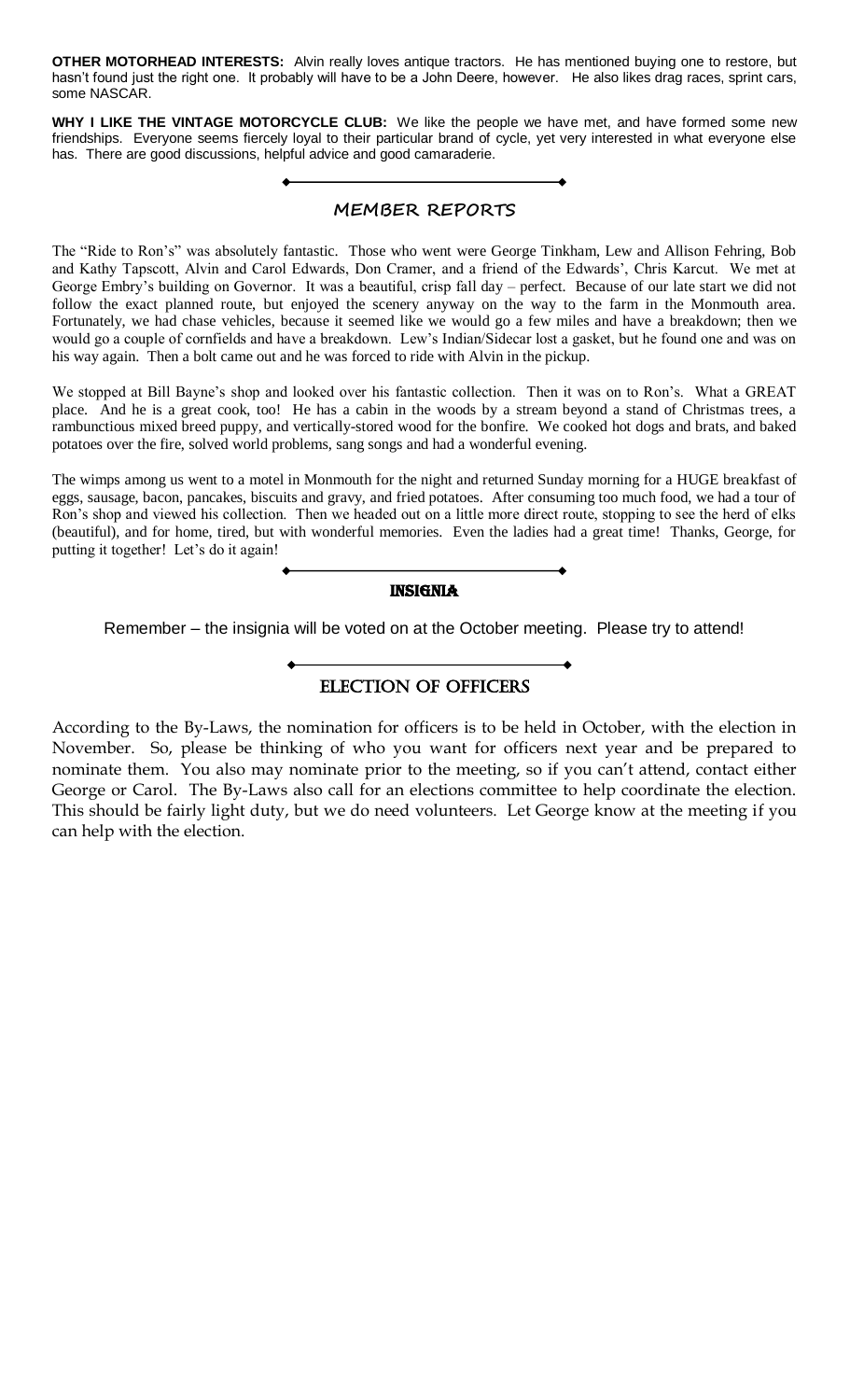**OTHER MOTORHEAD INTERESTS:** Alvin really loves antique tractors. He has mentioned buying one to restore, but hasn't found just the right one. It probably will have to be a John Deere, however. He also likes drag races, sprint cars, some NASCAR.

**WHY I LIKE THE VINTAGE MOTORCYCLE CLUB:** We like the people we have met, and have formed some new friendships. Everyone seems fiercely loyal to their particular brand of cycle, yet very interested in what everyone else has. There are good discussions, helpful advice and good camaraderie.

## MEMBER REPORTS

The "Ride to Ron's" was absolutely fantastic. Those who went were George Tinkham, Lew and Allison Fehring, Bob and Kathy Tapscott, Alvin and Carol Edwards, Don Cramer, and a friend of the Edwards', Chris Karcut. We met at George Embry's building on Governor. It was a beautiful, crisp fall day – perfect. Because of our late start we did not follow the exact planned route, but enjoyed the scenery anyway on the way to the farm in the Monmouth area. Fortunately, we had chase vehicles, because it seemed like we would go a few miles and have a breakdown; then we would go a couple of cornfields and have a breakdown. Lew's Indian/Sidecar lost a gasket, but he found one and was on his way again. Then a bolt came out and he was forced to ride with Alvin in the pickup.

We stopped at Bill Bayne's shop and looked over his fantastic collection. Then it was on to Ron's. What a GREAT place. And he is a great cook, too! He has a cabin in the woods by a stream beyond a stand of Christmas trees, a rambunctious mixed breed puppy, and vertically-stored wood for the bonfire. We cooked hot dogs and brats, and baked potatoes over the fire, solved world problems, sang songs and had a wonderful evening.

The wimps among us went to a motel in Monmouth for the night and returned Sunday morning for a HUGE breakfast of eggs, sausage, bacon, pancakes, biscuits and gravy, and fried potatoes. After consuming too much food, we had a tour of Ron's shop and viewed his collection. Then we headed out on a little more direct route, stopping to see the herd of elks (beautiful), and for home, tired, but with wonderful memories. Even the ladies had a great time! Thanks, George, for putting it together! Let's do it again!

## INSIGNIA

Remember – the insignia will be voted on at the October meeting. Please try to attend!

## ELECTION OF OFFICERS

According to the By-Laws, the nomination for officers is to be held in October, with the election in November. So, please be thinking of who you want for officers next year and be prepared to nominate them. You also may nominate prior to the meeting, so if you can't attend, contact either George or Carol. The By-Laws also call for an elections committee to help coordinate the election. This should be fairly light duty, but we do need volunteers. Let George know at the meeting if you can help with the election.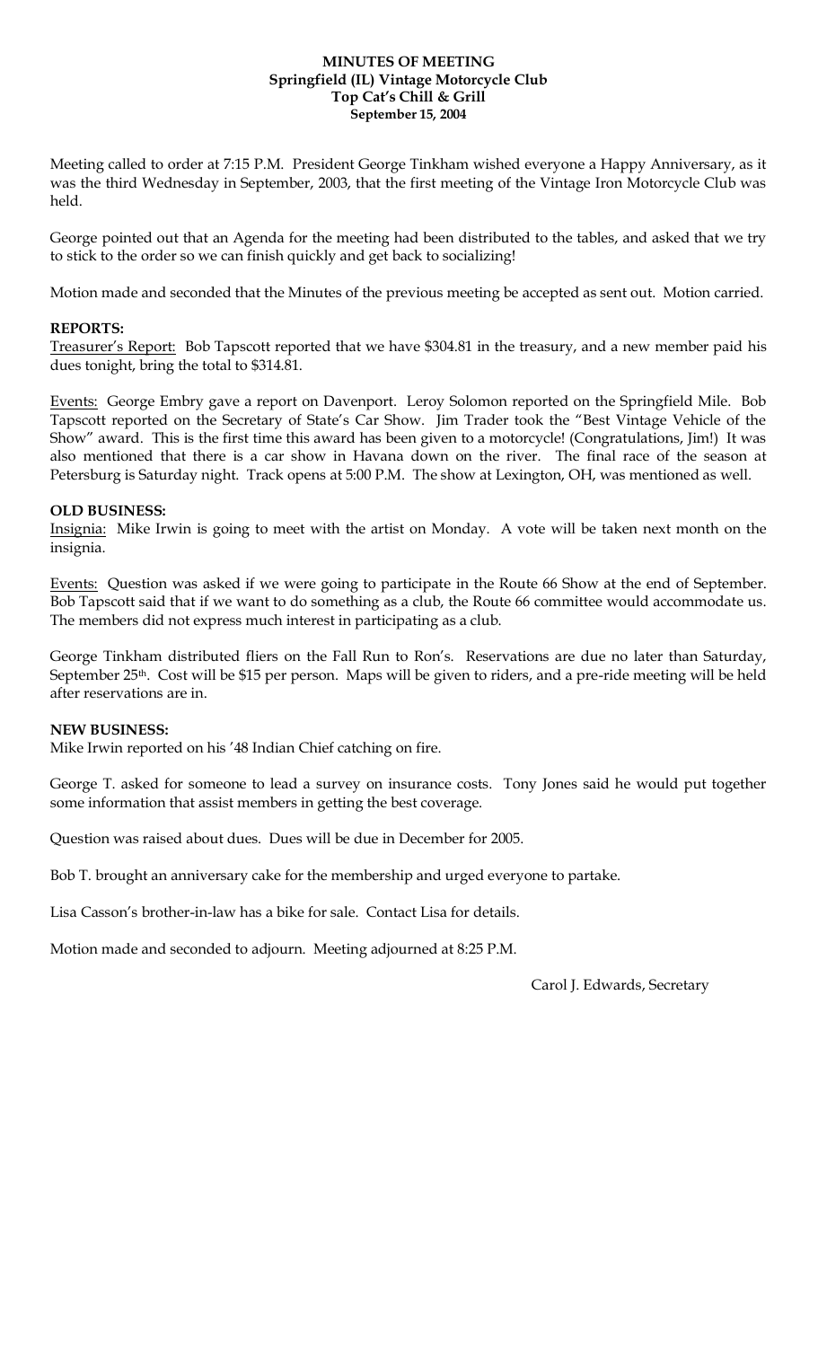**MINUTES OF MEETING**
**Springfield (IL) Vintage Motorcycle Club**
**Top Cat's Chill & Grill**
**September 15, 2004**

Meeting called to order at 7:15 P.M. President George Tinkham wished everyone a Happy Anniversary, as it was the third Wednesday in September, 2003, that the first meeting of the Vintage Iron Motorcycle Club was held.

George pointed out that an Agenda for the meeting had been distributed to the tables, and asked that we try to stick to the order so we can finish quickly and get back to socializing!

Motion made and seconded that the Minutes of the previous meeting be accepted as sent out. Motion carried.

**REPORTS:**

Treasurer's Report: Bob Tapscott reported that we have $304.81 in the treasury, and a new member paid his dues tonight, bring the total to $314.81.

Events: George Embry gave a report on Davenport. Leroy Solomon reported on the Springfield Mile. Bob Tapscott reported on the Secretary of State's Car Show. Jim Trader took the "Best Vintage Vehicle of the Show" award. This is the first time this award has been given to a motorcycle! (Congratulations, Jim!) It was also mentioned that there is a car show in Havana down on the river. The final race of the season at Petersburg is Saturday night. Track opens at 5:00 P.M. The show at Lexington, OH, was mentioned as well.

**OLD BUSINESS:**

Insignia: Mike Irwin is going to meet with the artist on Monday. A vote will be taken next month on the insignia.

Events: Question was asked if we were going to participate in the Route 66 Show at the end of September. Bob Tapscott said that if we want to do something as a club, the Route 66 committee would accommodate us. The members did not express much interest in participating as a club.

George Tinkham distributed fliers on the Fall Run to Ron's. Reservations are due no later than Saturday, September 25th. Cost will be $15 per person. Maps will be given to riders, and a pre-ride meeting will be held after reservations are in.

**NEW BUSINESS:**

Mike Irwin reported on his '48 Indian Chief catching on fire.

George T. asked for someone to lead a survey on insurance costs. Tony Jones said he would put together some information that assist members in getting the best coverage.

Question was raised about dues. Dues will be due in December for 2005.

Bob T. brought an anniversary cake for the membership and urged everyone to partake.

Lisa Casson's brother-in-law has a bike for sale. Contact Lisa for details.

Motion made and seconded to adjourn. Meeting adjourned at 8:25 P.M.

Carol J. Edwards, Secretary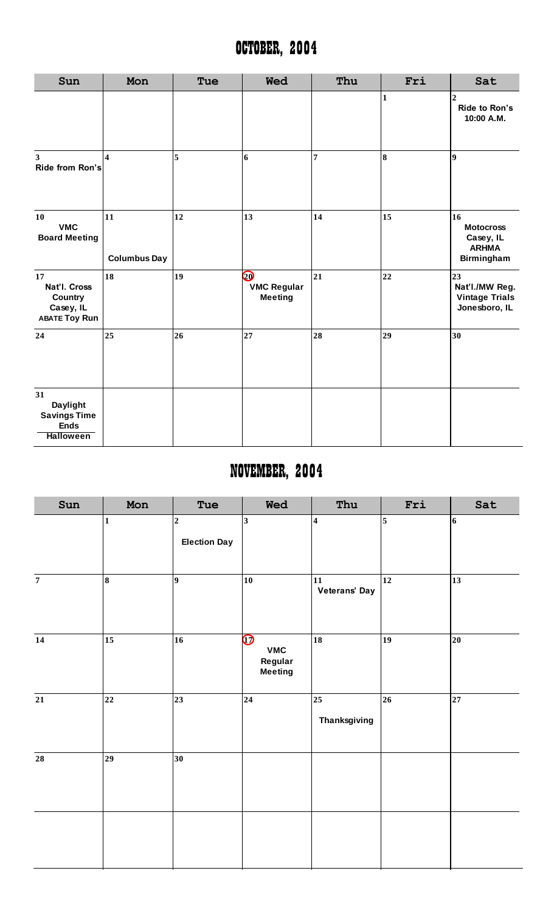# OCTOBER, 2004

| Sun | Mon | Tue | Wed | Thu | Fri | Sat |
|---|---|---|---|---|---|---|
| | | | | | 1 | 2 Ride to Ron's 10:00 A.M. |
| 3 Ride from Ron's | 4 | 5 | 6 | 7 | 8 | 9 |
| 10 VMC Board Meeting | 11 Columbus Day | 12 | 13 | 14 | 15 | 16 Motocross Casey, IL ARHMA Birmingham |
| 17 Nat'l. Cross Country Casey, IL ABATE Toy Run | 18 | 19 | 20 VMC Regular Meeting | 21 | 22 | 23 Nat'l./MW Reg. Vintage Trials Jonesboro, IL |
| 24 | 25 | 26 | 27 | 28 | 29 | 30 |
| 31 Daylight Savings Time Ends Halloween | | | | | | |

# NOVEMBER, 2004

| Sun | Mon | Tue | Wed | Thu | Fri | Sat |
|---|---|---|---|---|---|---|
| | 1 | 2 Election Day | 3 | 4 | 5 | 6 |
| 7 | 8 | 9 | 10 | 11 Veterans' Day | 12 | 13 |
| 14 | 15 | 16 | 17 VMC Regular Meeting | 18 | 19 | 20 |
| 21 | 22 | 23 | 24 | 25 Thanksgiving | 26 | 27 |
| 28 | 29 | 30 | | | | |
| | | | | | | |